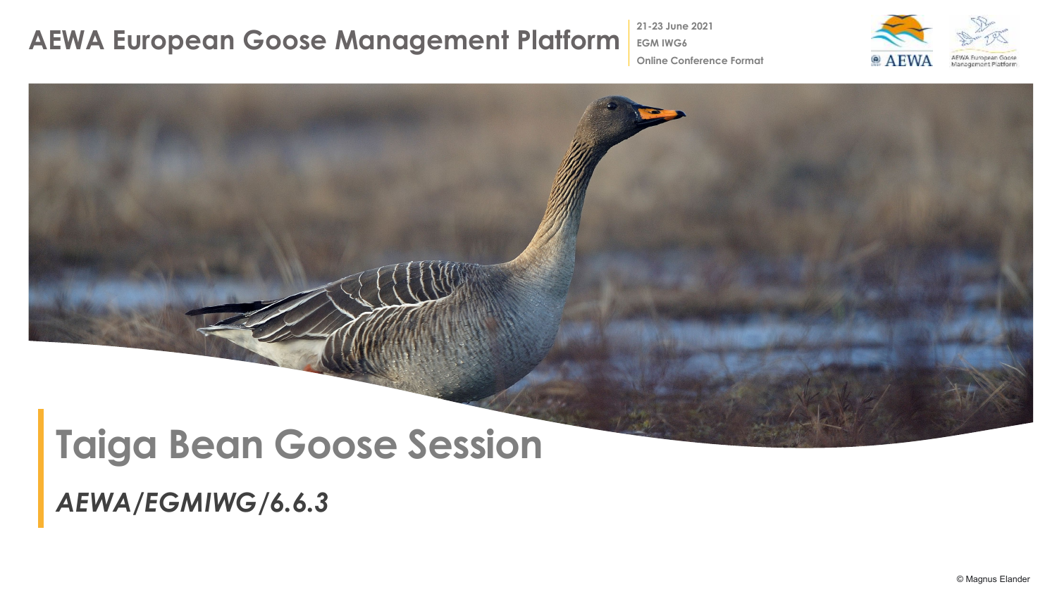# AEWA European Goose Management Platform

**21-23 June 2021**
**EGM IWG6**
**Online Conference Format**

# Taiga Bean Goose Session

***AEWA/EGMIWG/6.6.3***

© Magnus Elander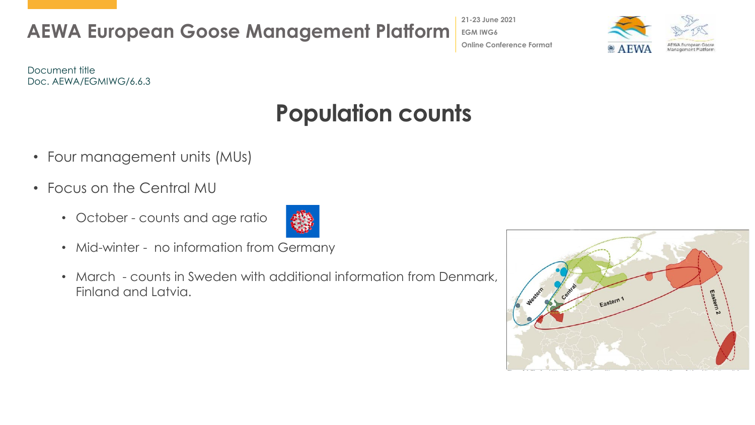Document title
Doc. AEWA/EGMIWG/6.6.3

# Population counts

- Four management units (MUs)
- Focus on the Central MU
  - October - counts and age ratio
  - Mid-winter - no information from Germany
  - March - counts in Sweden with additional information from Denmark, Finland and Latvia.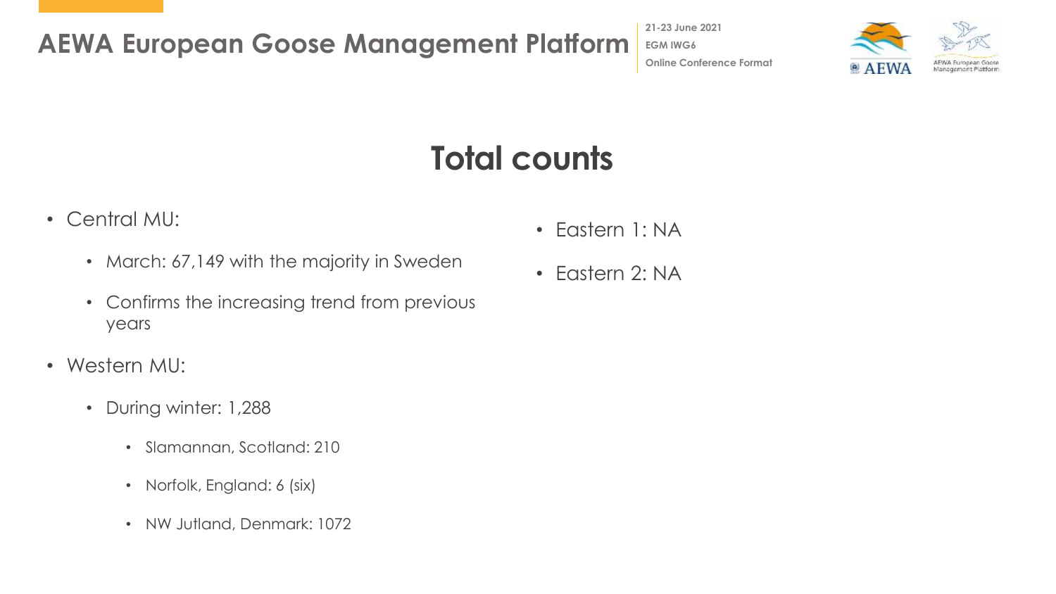# Total counts

- Central MU:
  - March: 67,149 with the majority in Sweden
  - Confirms the increasing trend from previous years
- Western MU:
  - During winter: 1,288
    - Slamannan, Scotland: 210
    - Norfolk, England: 6 (six)
    - NW Jutland, Denmark: 1072
- Eastern 1: NA
- Eastern 2: NA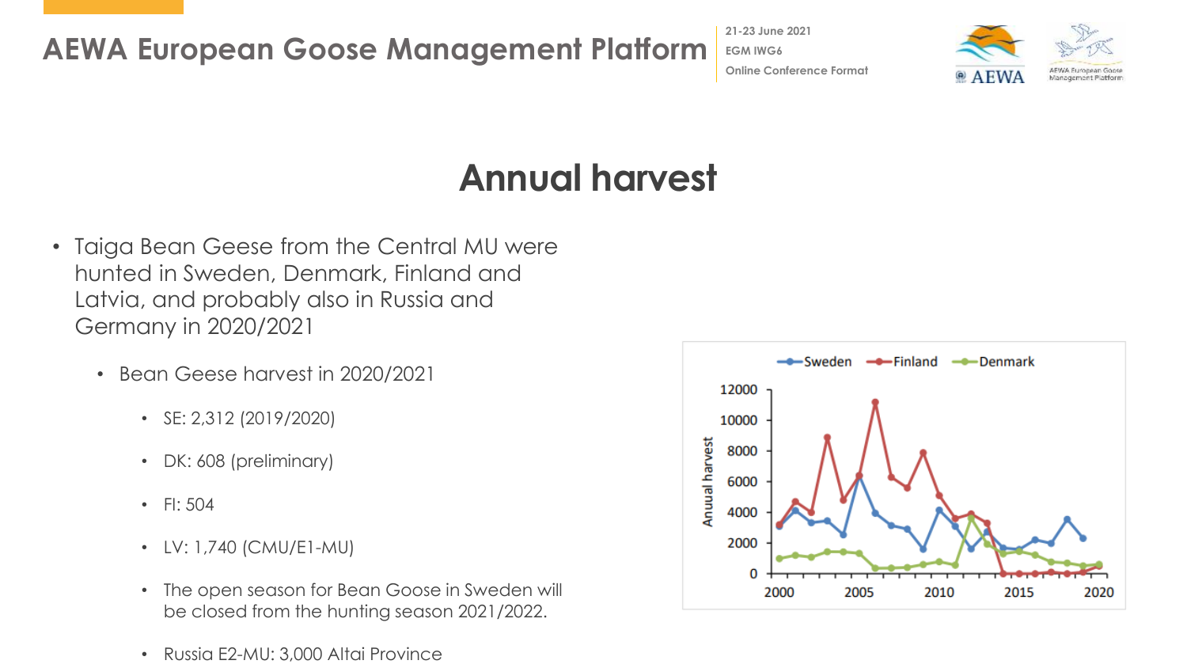# Annual harvest

- Taiga Bean Geese from the Central MU were hunted in Sweden, Denmark, Finland and Latvia, and probably also in Russia and Germany in 2020/2021
  - Bean Geese harvest in 2020/2021
    - SE: 2,312 (2019/2020)
    - DK: 608 (preliminary)
    - FI: 504
    - LV: 1,740 (CMU/E1-MU)
    - The open season for Bean Goose in Sweden will be closed from the hunting season 2021/2022.
    - Russia E2-MU: 3,000 Altai Province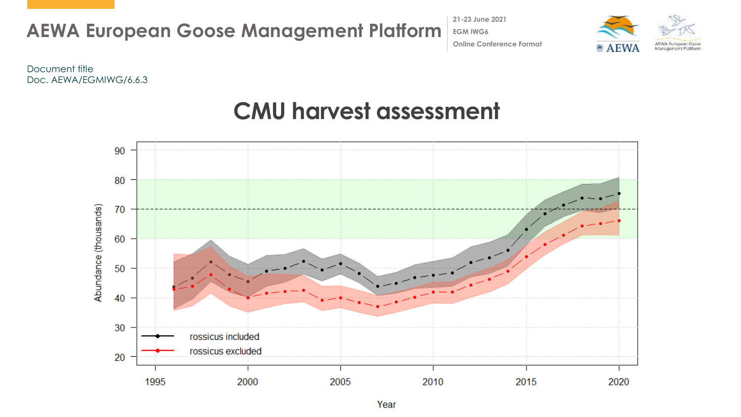Document title
Doc. AEWA/EGMIWG/6.6.3

# CMU harvest assessment

Abundance (thousands)

Year

rossicus included

rossicus excluded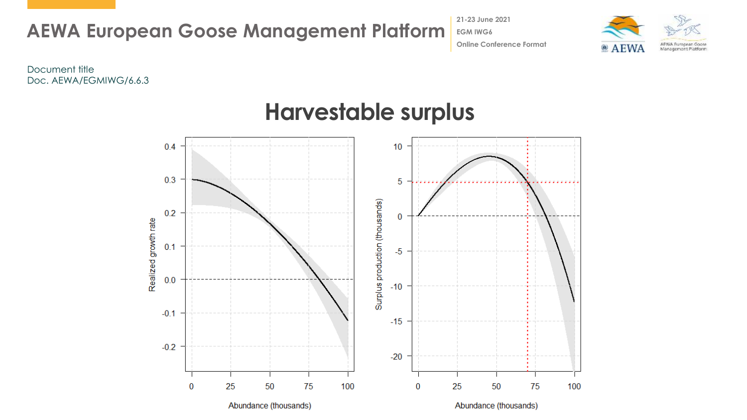Document title
Doc. AEWA/EGMIWG/6.6.3

# Harvestable surplus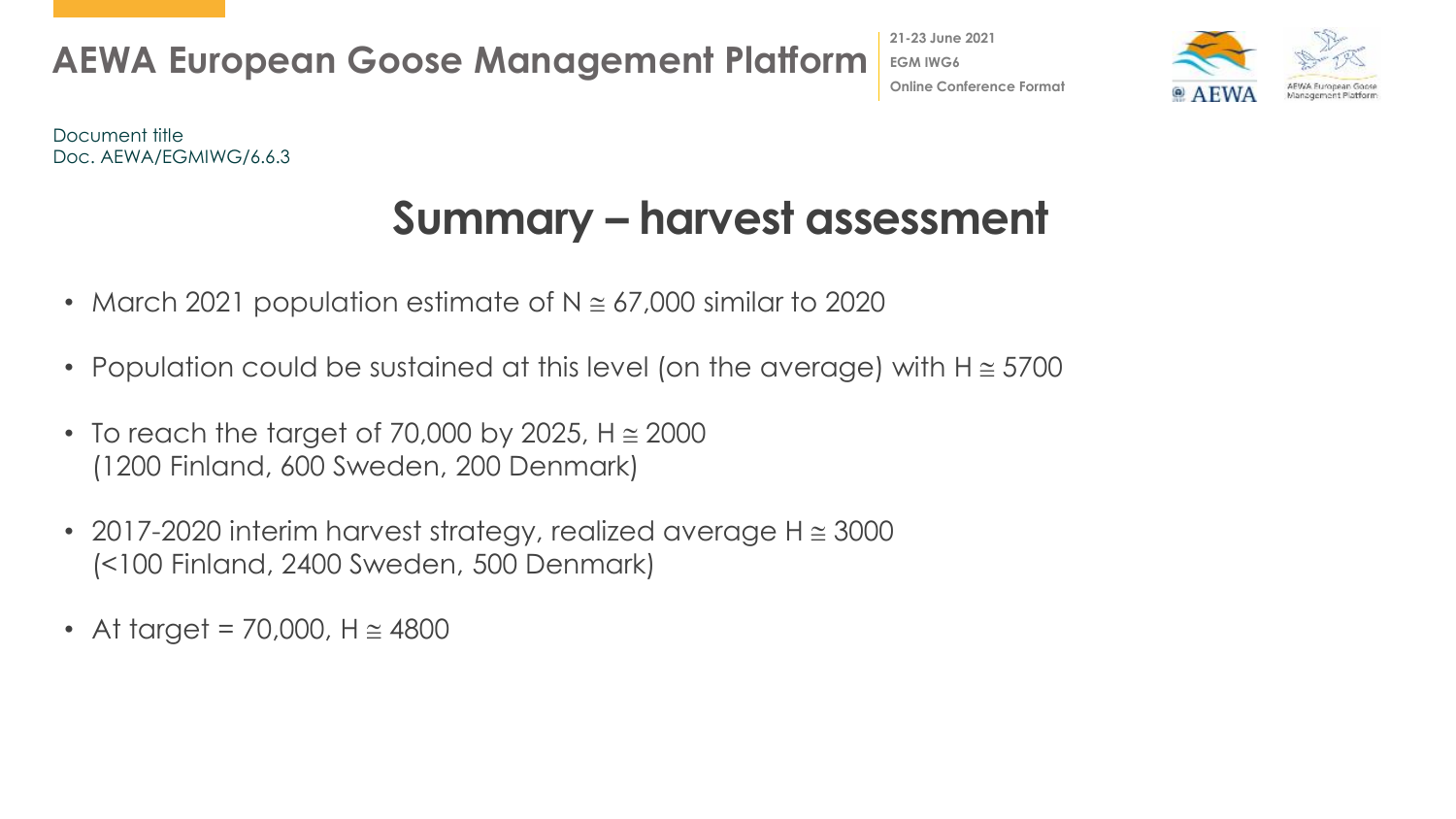Document title
Doc. AEWA/EGMIWG/6.6.3

# Summary – harvest assessment

- March 2021 population estimate of $N \cong 67{,}000$ similar to 2020
- Population could be sustained at this level (on the average) with $H \cong 5700$
- To reach the target of 70,000 by 2025, $H \cong 2000$
  (1200 Finland, 600 Sweden, 200 Denmark)
- 2017-2020 interim harvest strategy, realized average $H \cong 3000$
  (<100 Finland, 2400 Sweden, 500 Denmark)
- At target = 70,000, $H \cong 4800$